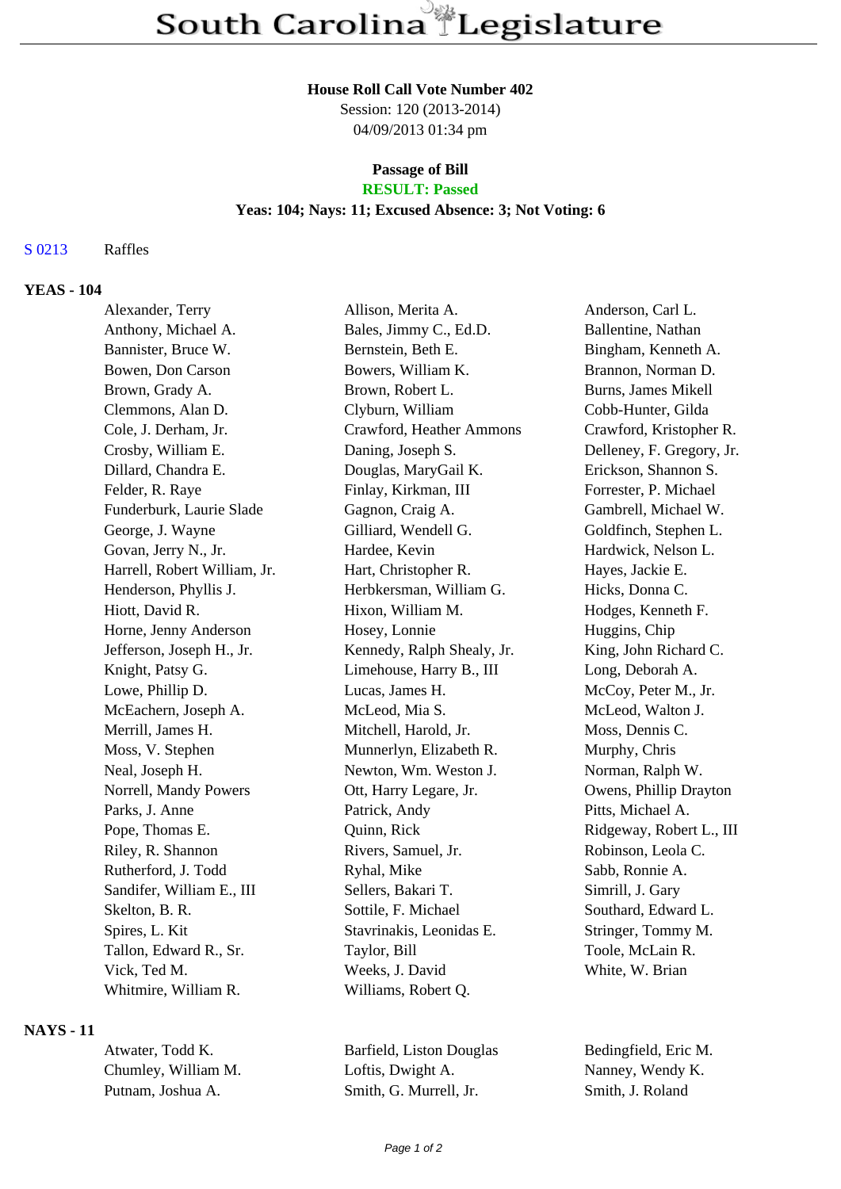# South Carolina Legislature

**House Roll Call Vote Number 402**
Session: 120 (2013-2014)
04/09/2013 01:34 pm

**Passage of Bill**
**RESULT: Passed**
**Yeas: 104; Nays: 11; Excused Absence: 3; Not Voting: 6**

S 0213 Raffles

## YEAS - 104

| | | |
|---|---|---|
| Alexander, Terry | Allison, Merita A. | Anderson, Carl L. |
| Anthony, Michael A. | Bales, Jimmy C., Ed.D. | Ballentine, Nathan |
| Bannister, Bruce W. | Bernstein, Beth E. | Bingham, Kenneth A. |
| Bowen, Don Carson | Bowers, William K. | Brannon, Norman D. |
| Brown, Grady A. | Brown, Robert L. | Burns, James Mikell |
| Clemmons, Alan D. | Clyburn, William | Cobb-Hunter, Gilda |
| Cole, J. Derham, Jr. | Crawford, Heather Ammons | Crawford, Kristopher R. |
| Crosby, William E. | Daning, Joseph S. | Delleney, F. Gregory, Jr. |
| Dillard, Chandra E. | Douglas, MaryGail K. | Erickson, Shannon S. |
| Felder, R. Raye | Finlay, Kirkman, III | Forrester, P. Michael |
| Funderburk, Laurie Slade | Gagnon, Craig A. | Gambrell, Michael W. |
| George, J. Wayne | Gilliard, Wendell G. | Goldfinch, Stephen L. |
| Govan, Jerry N., Jr. | Hardee, Kevin | Hardwick, Nelson L. |
| Harrell, Robert William, Jr. | Hart, Christopher R. | Hayes, Jackie E. |
| Henderson, Phyllis J. | Herbkersman, William G. | Hicks, Donna C. |
| Hiott, David R. | Hixon, William M. | Hodges, Kenneth F. |
| Horne, Jenny Anderson | Hosey, Lonnie | Huggins, Chip |
| Jefferson, Joseph H., Jr. | Kennedy, Ralph Shealy, Jr. | King, John Richard C. |
| Knight, Patsy G. | Limehouse, Harry B., III | Long, Deborah A. |
| Lowe, Phillip D. | Lucas, James H. | McCoy, Peter M., Jr. |
| McEachern, Joseph A. | McLeod, Mia S. | McLeod, Walton J. |
| Merrill, James H. | Mitchell, Harold, Jr. | Moss, Dennis C. |
| Moss, V. Stephen | Munnerlyn, Elizabeth R. | Murphy, Chris |
| Neal, Joseph H. | Newton, Wm. Weston J. | Norman, Ralph W. |
| Norrell, Mandy Powers | Ott, Harry Legare, Jr. | Owens, Phillip Drayton |
| Parks, J. Anne | Patrick, Andy | Pitts, Michael A. |
| Pope, Thomas E. | Quinn, Rick | Ridgeway, Robert L., III |
| Riley, R. Shannon | Rivers, Samuel, Jr. | Robinson, Leola C. |
| Rutherford, J. Todd | Ryhal, Mike | Sabb, Ronnie A. |
| Sandifer, William E., III | Sellers, Bakari T. | Simrill, J. Gary |
| Skelton, B. R. | Sottile, F. Michael | Southard, Edward L. |
| Spires, L. Kit | Stavrinakis, Leonidas E. | Stringer, Tommy M. |
| Tallon, Edward R., Sr. | Taylor, Bill | Toole, McLain R. |
| Vick, Ted M. | Weeks, J. David | White, W. Brian |
| Whitmire, William R. | Williams, Robert Q. | |

## NAYS - 11

| | | |
|---|---|---|
| Atwater, Todd K. | Barfield, Liston Douglas | Bedingfield, Eric M. |
| Chumley, William M. | Loftis, Dwight A. | Nanney, Wendy K. |
| Putnam, Joshua A. | Smith, G. Murrell, Jr. | Smith, J. Roland |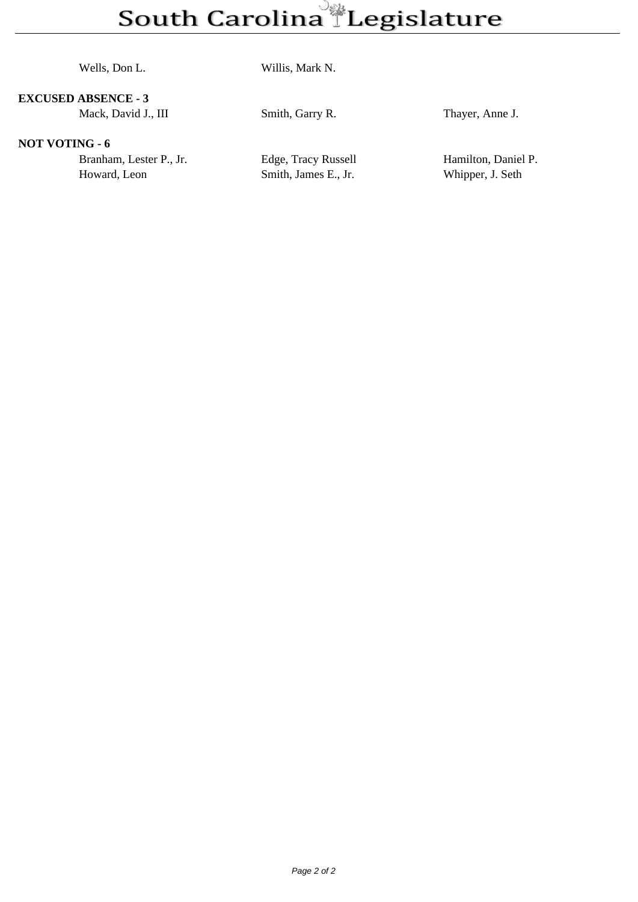| | | |
|---|---|---|
| Wells, Don L. | Willis, Mark N. | |

**EXCUSED ABSENCE - 3**

| | | |
|---|---|---|
| Mack, David J., III | Smith, Garry R. | Thayer, Anne J. |

**NOT VOTING - 6**

| | | |
|---|---|---|
| Branham, Lester P., Jr. | Edge, Tracy Russell | Hamilton, Daniel P. |
| Howard, Leon | Smith, James E., Jr. | Whipper, J. Seth |